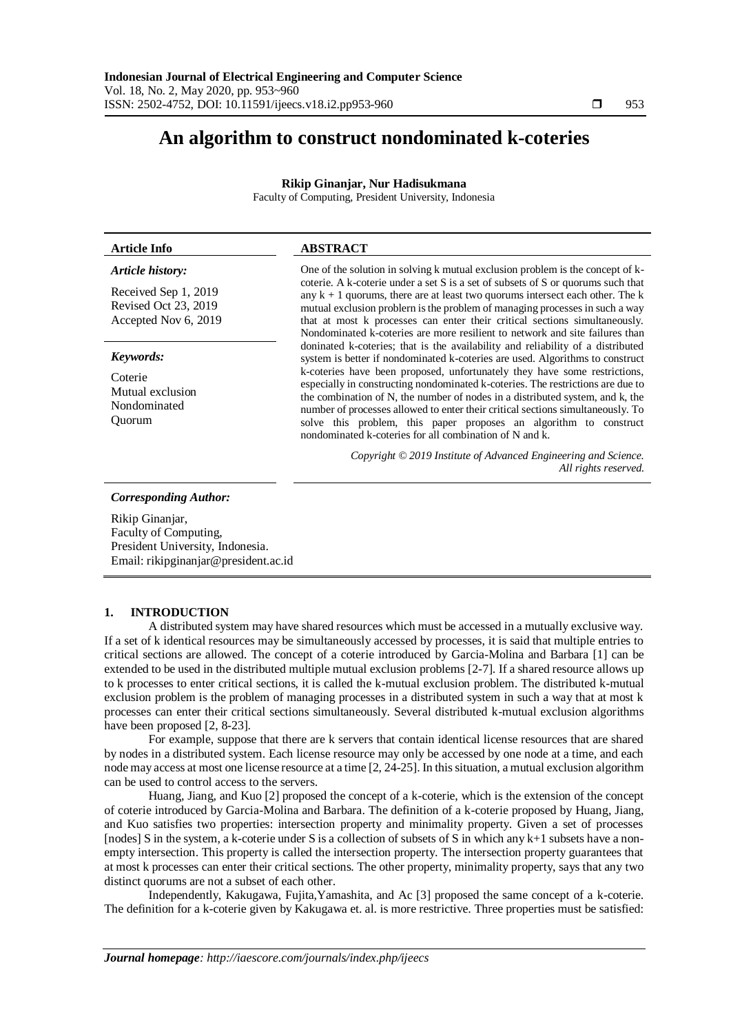# An algorithm to construct nondominated k-coteries

**Rikip Ginanjar, Nur Hadisukmana**

Faculty of Computing, President University, Indonesia

| **Article Info** | **ABSTRACT** |
|---|---|
| ***Article history:*** <br> Received Sep 1, 2019 <br> Revised Oct 23, 2019 <br> Accepted Nov 6, 2019 <br><br> ***Keywords:*** <br> Coterie <br> Mutual exclusion <br> Nondominated <br> Quorum | One of the solution in solving k mutual exclusion problem is the concept of k-coterie. A k-coterie under a set S is a set of subsets of S or quorums such that any k + 1 quorums, there are at least two quorums intersect each other. The k mutual exclusion problern is the problem of managing processes in such a way that at most k processes can enter their critical sections simultaneously. Nondominated k-coteries are more resilient to network and site failures than doninated k-coteries; that is the availability and reliability of a distributed system is better if nondominated k-coteries are used. Algorithms to construct k-coteries have been proposed, unfortunately they have some restrictions, especially in constructing nondominated k-coteries. The restrictions are due to the combination of N, the number of nodes in a distributed system, and k, the number of processes allowed to enter their critical sections simultaneously. To solve this problem, this paper proposes an algorithm to construct nondominated k-coteries for all combination of N and k. <br><br> *Copyright © 2019 Institute of Advanced Engineering and Science. All rights reserved.* |

***Corresponding Author:***

Rikip Ginanjar,
Faculty of Computing,
President University, Indonesia.
Email: rikipginanjar@president.ac.id

## 1. INTRODUCTION

A distributed system may have shared resources which must be accessed in a mutually exclusive way. If a set of k identical resources may be simultaneously accessed by processes, it is said that multiple entries to critical sections are allowed. The concept of a coterie introduced by Garcia-Molina and Barbara [1] can be extended to be used in the distributed multiple mutual exclusion problems [2-7]. If a shared resource allows up to k processes to enter critical sections, it is called the k-mutual exclusion problem. The distributed k-mutual exclusion problem is the problem of managing processes in a distributed system in such a way that at most k processes can enter their critical sections simultaneously. Several distributed k-mutual exclusion algorithms have been proposed [2, 8-23].

For example, suppose that there are k servers that contain identical license resources that are shared by nodes in a distributed system. Each license resource may only be accessed by one node at a time, and each node may access at most one license resource at a time [2, 24-25]. In this situation, a mutual exclusion algorithm can be used to control access to the servers.

Huang, Jiang, and Kuo [2] proposed the concept of a k-coterie, which is the extension of the concept of coterie introduced by Garcia-Molina and Barbara. The definition of a k-coterie proposed by Huang, Jiang, and Kuo satisfies two properties: intersection property and minimality property. Given a set of processes [nodes] S in the system, a k-coterie under S is a collection of subsets of S in which any k+1 subsets have a non-empty intersection. This property is called the intersection property. The intersection property guarantees that at most k processes can enter their critical sections. The other property, minimality property, says that any two distinct quorums are not a subset of each other.

Independently, Kakugawa, Fujita,Yamashita, and Ac [3] proposed the same concept of a k-coterie. The definition for a k-coterie given by Kakugawa et. al. is more restrictive. Three properties must be satisfied: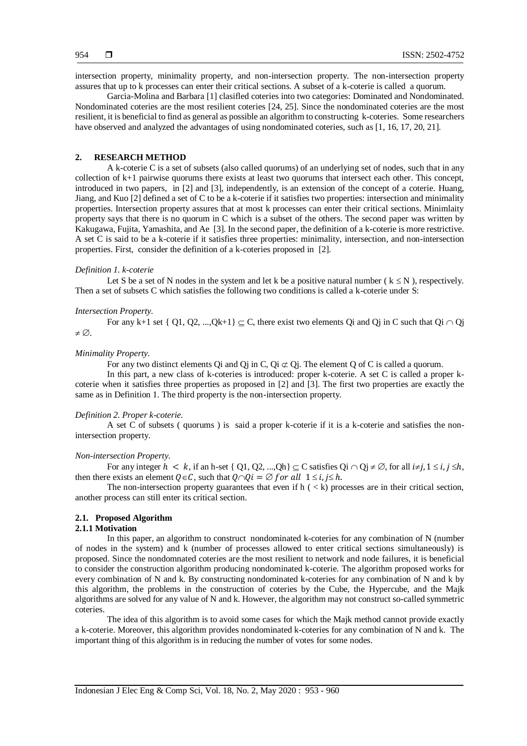intersection property, minimality property, and non-intersection property. The non-intersection property assures that up to k processes can enter their critical sections. A subset of a k-coterie is called a quorum.

Garcia-Molina and Barbara [1] clasifled coteries into two categories: Dominated and Nondominated. Nondominated coteries are the most resilient coteries [24, 25]. Since the nondominated coteries are the most resilient, it is beneficial to find as general as possible an algorithm to constructing k-coteries. Some researchers have observed and analyzed the advantages of using nondominated coteries, such as [1, 16, 17, 20, 21].

## 2. RESEARCH METHOD

A k-coterie C is a set of subsets (also called quorums) of an underlying set of nodes, such that in any collection of k+1 pairwise quorums there exists at least two quorums that intersect each other. This concept, introduced in two papers, in [2] and [3], independently, is an extension of the concept of a coterie. Huang, Jiang, and Kuo [2] defined a set of C to be a k-coterie if it satisfies two properties: intersection and minimality properties. Intersection property assures that at most k processes can enter their critical sections. Minimlaity property says that there is no quorum in C which is a subset of the others. The second paper was written by Kakugawa, Fujita, Yamashita, and Ae [3]. In the second paper, the definition of a k-coterie is more restrictive. A set C is said to be a k-coterie if it satisfies three properties: minimality, intersection, and non-intersection properties. First, consider the definition of a k-coteries proposed in [2].

*Definition 1. k-coterie*

Let S be a set of N nodes in the system and let k be a positive natural number ( $k \leq N$ ), respectively. Then a set of subsets C which satisfies the following two conditions is called a k-coterie under S:

*Intersection Property.*

For any k+1 set { Q1, Q2, ...,Qk+1} $\subseteq$ C, there exist two elements Qi and Qj in C such that Qi $\cap$ Qj $\neq \emptyset$.

*Minimality Property.*

For any two distinct elements Qi and Qj in C, Qi $\not\subset$ Qj. The element Q of C is called a quorum.

In this part, a new class of k-coteries is introduced: proper k-coterie. A set C is called a proper k-coterie when it satisfies three properties as proposed in [2] and [3]. The first two properties are exactly the same as in Definition 1. The third property is the non-intersection property.

*Definition 2. Proper k-coterie.*

A set C of subsets ( quorums ) is said a proper k-coterie if it is a k-coterie and satisfies the non-intersection property.

*Non-intersection Property.*

For any integer $h < k$, if an h-set { Q1, Q2, ...,Qh} $\subseteq$ C satisfies Qi $\cap$ Qj $\neq \emptyset$, for all $i \neq j, 1 \leq i, j \leq h$, then there exists an element $Q \in C$, such that $Q \cap Qi = \emptyset \ for \ all \ \ 1 \leq i, j \leq h$.

The non-intersection property guarantees that even if h ( < k) processes are in their critical section, another process can still enter its critical section.

### 2.1. Proposed Algorithm

#### 2.1.1 Motivation

In this paper, an algorithm to construct nondominated k-coteries for any combination of N (number of nodes in the system) and k (number of processes allowed to enter critical sections simultaneously) is proposed. Since the nondomnated coteries are the most resilient to network and node failures, it is beneficial to consider the construction algorithm producing nondominated k-coterie. The algorithm proposed works for every combination of N and k. By constructing nondominated k-coteries for any combination of N and k by this algorithm, the problems in the construction of coteries by the Cube, the Hypercube, and the Majk algorithms are solved for any value of N and k. However, the algorithm may not construct so-called symmetric coteries.

The idea of this algorithm is to avoid some cases for which the Majk method cannot provide exactly a k-coterie. Moreover, this algorithm provides nondominated k-coteries for any combination of N and k. The important thing of this algorithm is in reducing the number of votes for some nodes.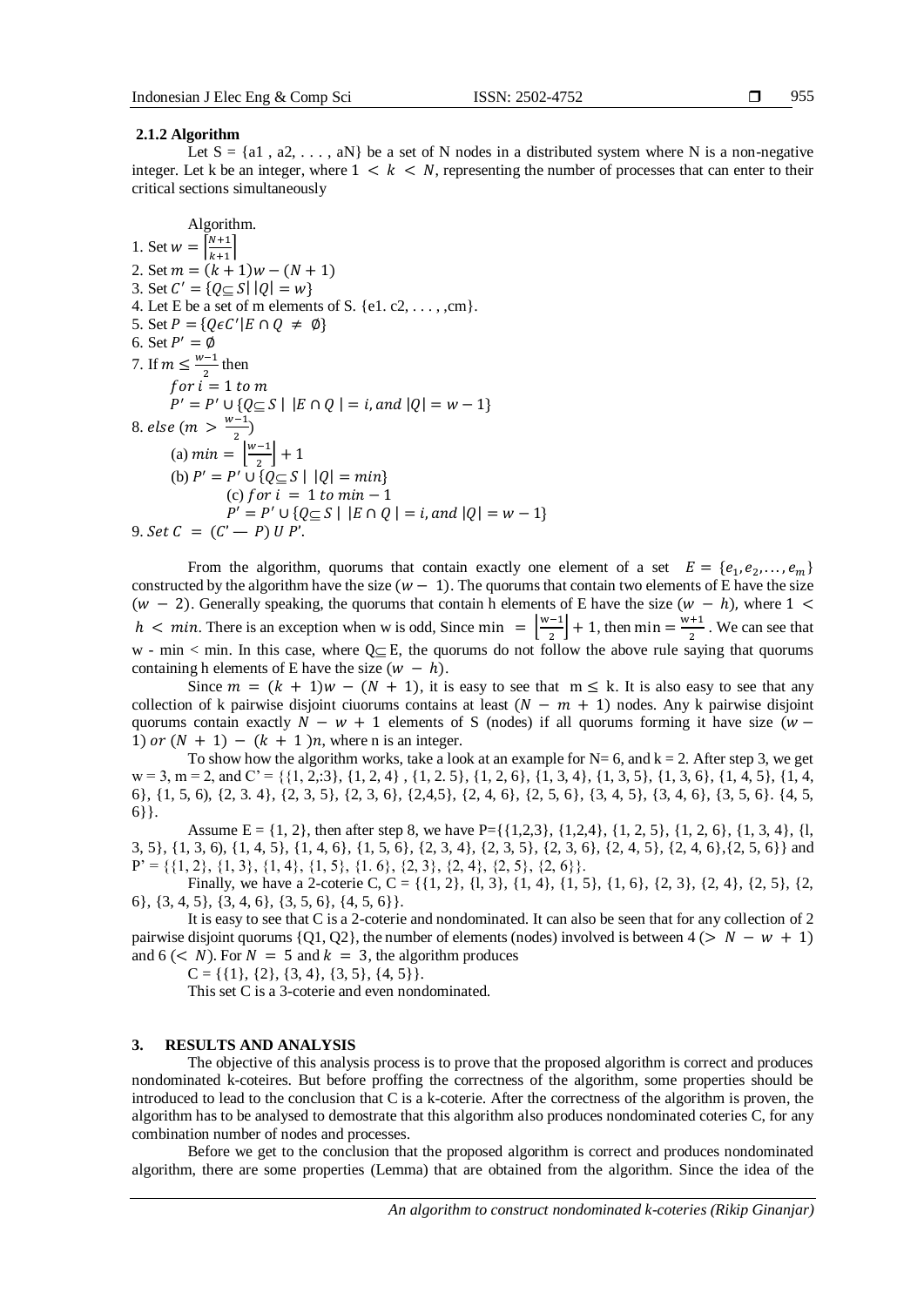### 2.1.2 Algorithm

Let S = {a1 , a2, . . . , aN} be a set of N nodes in a distributed system where N is a non-negative integer. Let k be an integer, where $1 < k < N$, representing the number of processes that can enter to their critical sections simultaneously

Algorithm.

1. Set $w = \left\lceil \frac{N+1}{k+1} \right\rceil$
2. Set $m = (k+1)w - (N+1)$
3. Set $C' = \{Q \subseteq S \mid |Q| = w\}$
4. Let E be a set of m elements of S. {e1. c2, . . . , ,cm}.
5. Set $P = \{Q \epsilon C' \mid E \cap Q \neq \emptyset\}$
6. Set $P' = \emptyset$
7. If $m \leq \frac{w-1}{2}$ then
   $for\ i = 1\ to\ m$
   $P' = P' \cup \{Q \subseteq S \mid |E \cap Q| = i, and\ |Q| = w - 1\}$
8. $else\ (m > \frac{w-1}{2})$
   (a) $min = \left\lfloor \frac{w-1}{2} \right\rfloor + 1$
   (b) $P' = P' \cup \{Q \subseteq S \mid |Q| = min\}$
   (c) $for\ i = 1\ to\ min - 1$
   $P' = P' \cup \{Q \subseteq S \mid |E \cap Q| = i, and\ |Q| = w - 1\}$
9. $Set\ C = (C' - P)\ U\ P'.$

From the algorithm, quorums that contain exactly one element of a set $E = \{e_1, e_2, \ldots, e_m\}$ constructed by the algorithm have the size $(w - 1)$. The quorums that contain two elements of E have the size $(w - 2)$. Generally speaking, the quorums that contain h elements of E have the size $(w - h)$, where $1 < h < min$. There is an exception when w is odd, Since $\min = \left\lfloor \frac{w-1}{2} \right\rfloor + 1$, then $\min = \frac{w+1}{2}$. We can see that w - min < min. In this case, where $Q \subseteq E$, the quorums do not follow the above rule saying that quorums containing h elements of E have the size $(w - h)$.

Since $m = (k+1)w - (N+1)$, it is easy to see that $m \leq k$. It is also easy to see that any collection of k pairwise disjoint ciuorums contains at least $(N - m + 1)$ nodes. Any k pairwise disjoint quorums contain exactly $N - w + 1$ elements of S (nodes) if all quorums forming it have size $(w - 1)\ or\ (N + 1) - (k + 1)n$, where n is an integer.

To show how the algorithm works, take a look at an example for N= 6, and k = 2. After step 3, we get w = 3, m = 2, and C' = {{1, 2,:3}, {1, 2, 4} , {1, 2. 5}, {1, 2, 6}, {1, 3, 4}, {1, 3, 5}, {1, 3, 6}, {1, 4, 5}, {1, 4, 6}, {1, 5, 6), {2, 3. 4}, {2, 3, 5}, {2, 3, 6}, {2,4,5}, {2, 4, 6}, {2, 5, 6}, {3, 4, 5}, {3, 4, 6}, {3, 5, 6}. {4, 5, 6}}.

Assume E = {1, 2}, then after step 8, we have P={{1,2,3}, {1,2,4}, {1, 2, 5}, {1, 2, 6}, {1, 3, 4}, {l, 3, 5}, {1, 3, 6), {1, 4, 5}, {1, 4, 6}, {1, 5, 6}, {2, 3, 4}, {2, 3, 5}, {2, 3, 6}, {2, 4, 5}, {2, 4, 6},{2, 5, 6}} and P' = {{1, 2}, {1, 3}, {1, 4}, {1, 5}, {1. 6}, {2, 3}, {2, 4}, {2, 5}, {2, 6}}.

Finally, we have a 2-coterie C, C = {{1, 2}, {l, 3}, {1, 4}, {1, 5}, {1, 6}, {2, 3}, {2, 4}, {2, 5}, {2, 6}, {3, 4, 5}, {3, 4, 6}, {3, 5, 6}, {4, 5, 6}}.

It is easy to see that C is a 2-coterie and nondominated. It can also be seen that for any collection of 2 pairwise disjoint quorums {Q1, Q2}, the number of elements (nodes) involved is between 4 $(> N - w + 1)$ and 6 $(< N)$. For $N = 5$ and $k = 3$, the algorithm produces

C = {{1}, {2}, {3, 4}, {3, 5}, {4, 5}}.

This set C is a 3-coterie and even nondominated.

## 3. RESULTS AND ANALYSIS

The objective of this analysis process is to prove that the proposed algorithm is correct and produces nondominated k-coteires. But before proffing the correctness of the algorithm, some properties should be introduced to lead to the conclusion that C is a k-coterie. After the correctness of the algorithm is proven, the algorithm has to be analysed to demostrate that this algorithm also produces nondominated coteries C, for any combination number of nodes and processes.

Before we get to the conclusion that the proposed algorithm is correct and produces nondominated algorithm, there are some properties (Lemma) that are obtained from the algorithm. Since the idea of the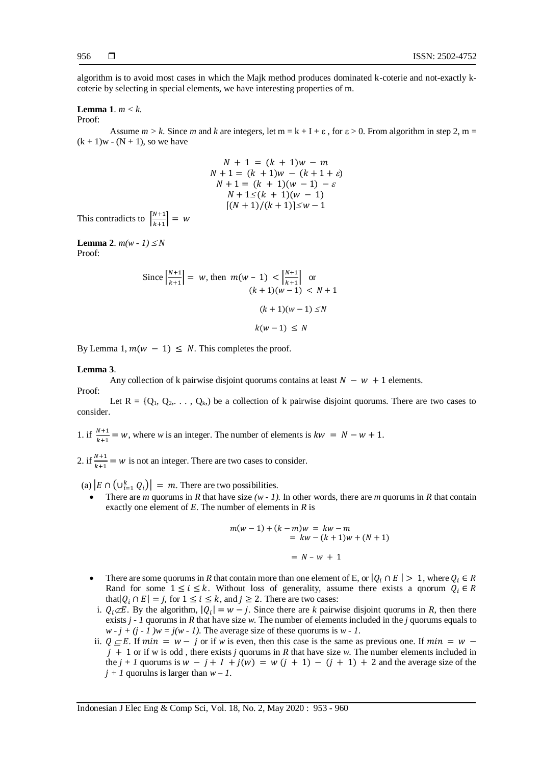algorithm is to avoid most cases in which the Majk method produces dominated k-coterie and not-exactly k-coterie by selecting in special elements, we have interesting properties of m.

**Lemma 1**. $m < k$.

Proof:

Assume $m > k$. Since $m$ and $k$ are integers, let $m = k + I + \varepsilon$ , for $\varepsilon > 0$. From algorithm in step 2, $m = (k + 1)w - (N + 1)$, so we have

$$N + 1 = (k + 1)w - m$$
$$N + 1 = (k + 1)w - (k + 1 + \varepsilon)$$
$$N + 1 = (k + 1)(w - 1) - \varepsilon$$
$$N + 1 \leq (k + 1)(w - 1)$$
$$\lceil (N + 1)/(k + 1) \rceil \leq w - 1$$

This contradicts to $\left\lceil \frac{N+1}{k+1} \right\rceil = w$

**Lemma 2**. $m(w - 1) \leq N$

Proof:

Since $\left\lceil \frac{N+1}{k+1} \right\rceil = w$, then $m(w - 1) < \left\lceil \frac{N+1}{k+1} \right\rceil$ or

$$(k + 1)(w - 1) < N + 1$$
$$(k + 1)(w - 1) \leq N$$
$$k(w - 1) \leq N$$

By Lemma 1, $m(w - 1) \leq N$. This completes the proof.

**Lemma 3**.

Any collection of k pairwise disjoint quorums contains at least $N - w + 1$ elements.

Proof:

Let R = {$Q_1$, $Q_2$,. . . , $Q_k$,) be a collection of k pairwise disjoint quorums. There are two cases to consider.

1. if $\frac{N+1}{k+1} = w$, where $w$ is an integer. The number of elements is $kw = N - w + 1$.

2. if $\frac{N+1}{k+1} = w$ is not an integer. There are two cases to consider.

(a) $\left|E \cap \left(\cup_{i=1}^{k} Q_i\right)\right| = m$. There are two possibilities.

- There are $m$ quorums in $R$ that have size $(w - 1)$. In other words, there are $m$ quorums in $R$ that contain exactly one element of $E$. The number of elements in $R$ is

$$m(w - 1) + (k - m)w = kw - m$$
$$= kw - (k + 1)w + (N + 1)$$
$$= N - w + 1$$

- There are some quorums in $R$ that contain more than one element of E, or $|Q_i \cap E| > 1$, where $Q_i \in R$ Rand for some $1 \leq i \leq k$. Without loss of generality, assume there exists a qnorum $Q_i \in R$ that$|Q_i \cap E| = j$, for $1 \leq i \leq k$, and $j \geq 2$. There are two cases:
  i. $Q_i \not\subset E$. By the algorithm, $|Q_i| = w - j$. Since there are $k$ pairwise disjoint quorums in $R$, then there exists $j - 1$ quorums in $R$ that have size $w$. The number of elements included in the $j$ quorums equals to $w - j + (j - 1)w = j(w - 1)$. The average size of these quorums is $w - 1$.
  ii. $Q \subseteq E$. If $min = w - j$ or if $w$ is even, then this case is the same as previous one. If $min = w - j + 1$ or if w is odd , there exists $j$ quorums in $R$ that have size $w$. The number elements included in the $j + 1$ quorums is $w - j + I + j(w) = w(j + 1) - (j + 1) + 2$ and the average size of the $j + 1$ quorulns is larger than $w - 1$.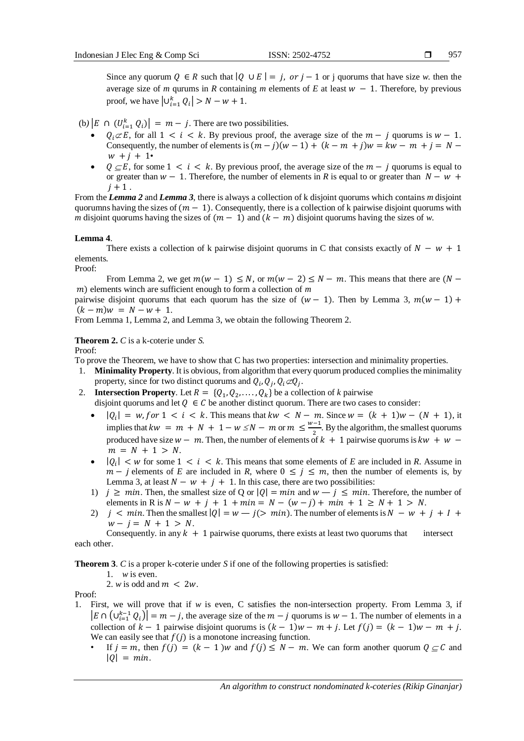Since any quorum $Q \in R$ such that $|Q \cup E| = j,\ or\ j-1$ or j quorums that have size *w*. then the average size of *m* qurums in *R* containing *m* elements of *E* at least $w - 1$. Therefore, by previous proof, we have $\left|\cup_{i=1}^{k} Q_i\right| > N - w + 1$.

(b) $\left|E \cap (U_{i=1}^{k} Q_i)\right| = m - j$. There are two possibilities.

- $Q_i \not\subset E$, for all $1 < i < k$. By previous proof, the average size of the $m - j$ quorums is $w - 1$. Consequently, the number of elements is $(m-j)(w-1) + (k - m + j)w = kw - m + j = N - w + j + 1$•
- $Q \subseteq E$, for some $1 < i < k$. By previous proof, the average size of the $m - j$ quorums is equal to or greater than $w - 1$. Therefore, the number of elements in *R* is equal to or greater than $N - w + j + 1$ .

From the ***Lemma 2*** and ***Lemma 3***, there is always a collection of k disjoint quorums which contains *m* disjoint quorumns having the sizes of $(m - 1)$. Consequently, there is a collection of k pairwise disjoint quorums with *m* disjoint quorums having the sizes of $(m - 1)$ and $(k - m)$ disjoint quorums having the sizes of *w*.

**Lemma 4**.

There exists a collection of k pairwise disjoint quorums in C that consists exactly of $N - w + 1$ elements.

Proof:

From Lemma 2, we get $m(w - 1) \leq N$, or $m(w - 2) \leq N - m$. This means that there are $(N - m)$ elements winch are sufficient enough to form a collection of *m* pairwise disjoint quorums that each quorum has the size of $(w - 1)$. Then by Lemma 3, $m(w - 1) + (k - m)w = N - w + 1$.

From Lemma 1, Lemma 2, and Lemma 3, we obtain the following Theorem 2.

**Theorem 2.** *C* is a k-coterie under *S*.

Proof:

To prove the Theorem, we have to show that C has two properties: intersection and minimality properties.

1. **Minimality Property**. It is obvious, from algorithm that every quorum produced complies the minimality property, since for two distinct quorums and $Q_i, Q_j, Q_i \not\subset Q_j$.
2. **Intersection Property**. Let $R = \{Q_1, Q_2, \ldots, Q_k\}$ be a collection of *k* pairwise disjoint quorums and let $Q \in C$ be another distinct quorum. There are two cases to consider:
   - $|Q_i| = w, for\ 1 < i < k$. This means that $kw < N - m$. Since $w = (k+1)w - (N+1)$, it implies that $kw = m + N + 1 - w \leq N - m$ or $m \leq \frac{w-1}{2}$. By the algorithm, the smallest quorums produced have size $w - m$. Then, the number of elements of $k + 1$ pairwise quorums is $kw + w - m = N + 1 > N$.
   - $|Q_i| < w$ for some $1 < i < k$. This means that some elements of *E* are included in *R*. Assume in $m - j$ elements of *E* are included in *R*, where $0 \leq j \leq m$, then the number of elements is, by Lemma 3, at least $N - w + j + 1$. In this case, there are two possibilities:
   1) $j \geq min$. Then, the smallest size of Q or $|Q| = min$ and $w - j \leq min$. Therefore, the number of elements in R is $N - w + j + 1 + min = N - (w - j) + min + 1 \geq N + 1 > N$.
   2) $j < min$. Then the smallest $|Q| = w - j (> min)$. The number of elements is $N - w + j + I + w - j = N + 1 > N$.

   Consequently. in any $k + 1$ pairwise quorums, there exists at least two quorums that intersect each other.

**Theorem 3**. *C* is a proper k-coterie under *S* if one of the following properties is satisfied:

1. *w* is even.
2. *w* is odd and $m < 2w$.

Proof:

1. First, we will prove that if *w* is even, C satisfies the non-intersection property. From Lemma 3, if $\left|E \cap \left(\cup_{i=1}^{k-1} Q_i\right)\right| = m - j$, the average size of the $m - j$ quorums is $w - 1$. The number of elements in a collection of $k - 1$ pairwise disjoint quorums is $(k-1)w - m + j$. Let $f(j) = (k-1)w - m + j$. We can easily see that $f(j)$ is a monotone increasing function.
   - If $j = m$, then $f(j) = (k-1)w$ and $f(j) \leq N - m$. We can form another quorum $Q \subseteq C$ and $|Q| = min$.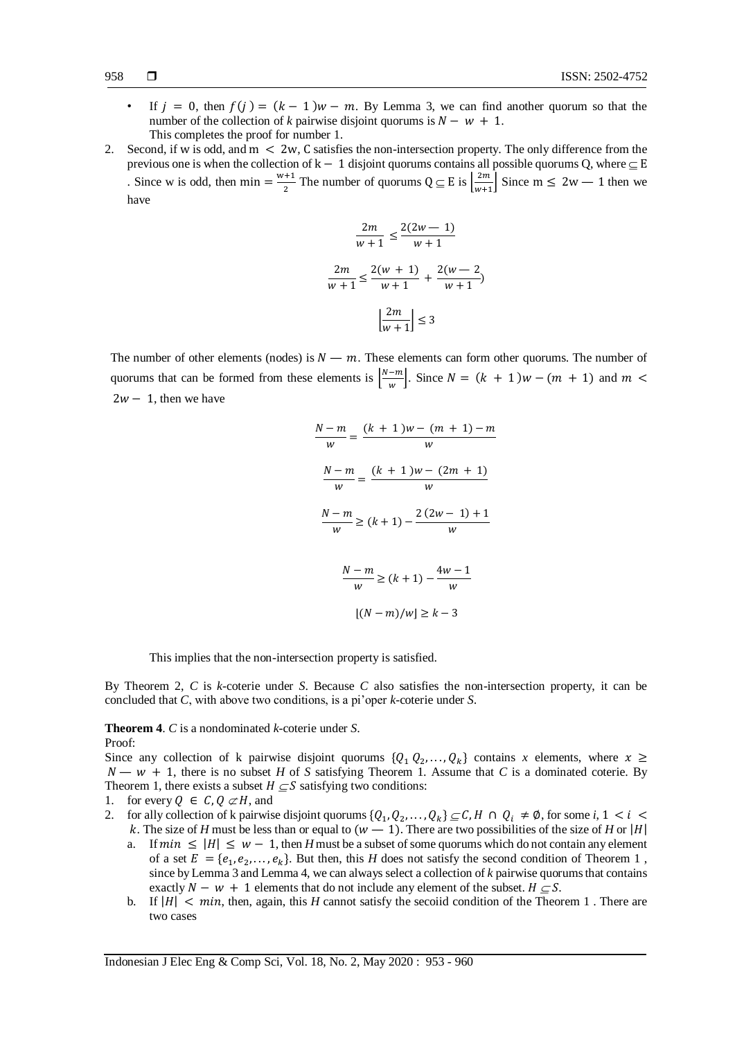- If $j = 0$, then $f(j) = (k - 1)w - m$. By Lemma 3, we can find another quorum so that the number of the collection of $k$ pairwise disjoint quorums is $N - w + 1$.
  This completes the proof for number 1.

2. Second, if w is odd, and $m < 2w$, C satisfies the non-intersection property. The only difference from the previous one is when the collection of $k - 1$ disjoint quorums contains all possible quorums Q, where $\subseteq E$ . Since w is odd, then $min = \frac{w+1}{2}$ The number of quorums $Q \subseteq E$ is $\left\lfloor\frac{2m}{w+1}\right\rfloor$ Since $m \leq 2w - 1$ then we have

$$\frac{2m}{w+1} \leq \frac{2(2w - 1)}{w+1}$$

$$\frac{2m}{w+1} \leq \frac{2(w+1)}{w+1} + \frac{2(w - 2}{w+1})$$

$$\left\lfloor\frac{2m}{w+1}\right\rfloor \leq 3$$

The number of other elements (nodes) is $N - m$. These elements can form other quorums. The number of quorums that can be formed from these elements is $\left\lfloor\frac{N-m}{w}\right\rfloor$. Since $N = (k+1)w - (m+1)$ and $m < 2w - 1$, then we have

$$\frac{N-m}{w} = \frac{(k+1)w - (m+1) - m}{w}$$

$$\frac{N-m}{w} = \frac{(k+1)w - (2m+1)}{w}$$

$$\frac{N-m}{w} \geq (k+1) - \frac{2(2w - 1) + 1}{w}$$

$$\frac{N-m}{w} \geq (k+1) - \frac{4w - 1}{w}$$

$$\lfloor (N-m)/w \rfloor \geq k - 3$$

This implies that the non-intersection property is satisfied.

By Theorem 2, *C* is *k*-coterie under *S*. Because *C* also satisfies the non-intersection property, it can be concluded that *C*, with above two conditions, is a pi'oper *k*-coterie under *S*.

**Theorem 4**. *C* is a nondominated *k*-coterie under *S*.

Proof:

Since any collection of k pairwise disjoint quorums $\{Q_1 Q_2, \ldots, Q_k\}$ contains $x$ elements, where $x \geq N - w + 1$, there is no subset *H* of *S* satisfying Theorem 1. Assume that *C* is a dominated coterie. By Theorem 1, there exists a subset $H \subseteq S$ satisfying two conditions:

1. for every $Q \in C, Q \not\subset H$, and
2. for ally collection of k pairwise disjoint quorums $\{Q_1, Q_2, \ldots, Q_k\} \subseteq C, H \cap Q_i \neq \emptyset$, for some $i$, $1 < i < k$. The size of *H* must be less than or equal to $(w - 1)$. There are two possibilities of the size of *H* or $|H|$
   a. If $min \leq |H| \leq w - 1$, then *H* must be a subset of some quorums which do not contain any element of a set $E = \{e_1, e_2, \ldots, e_k\}$. But then, this *H* does not satisfy the second condition of Theorem 1 , since by Lemma 3 and Lemma 4, we can always select a collection of *k* pairwise quorums that contains exactly $N - w + 1$ elements that do not include any element of the subset. $H \subseteq S$.
   b. If $|H| < min$, then, again, this *H* cannot satisfy the secoiid condition of the Theorem 1 . There are two cases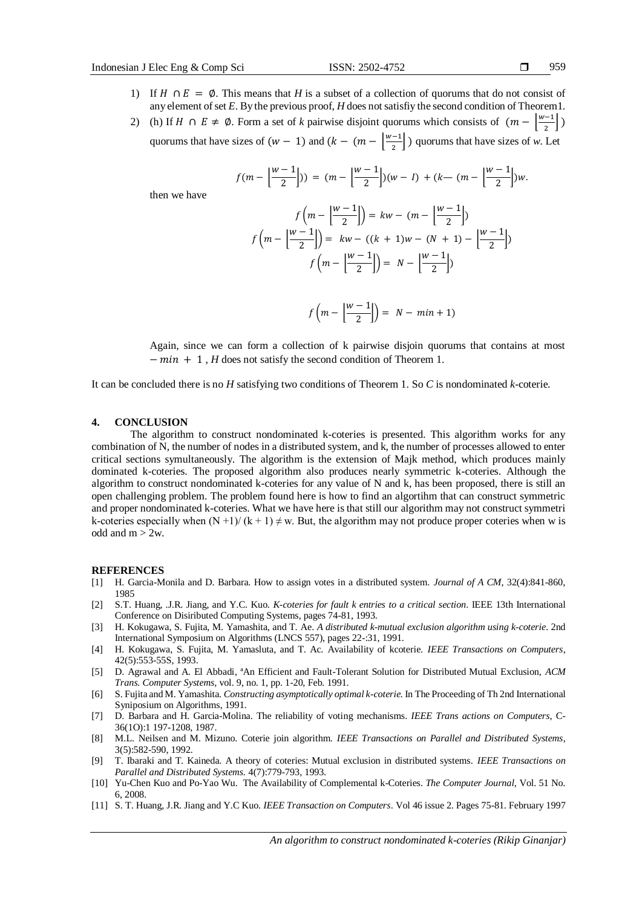1) If $H \cap E = \emptyset$. This means that *H* is a subset of a collection of quorums that do not consist of any element of set *E*. By the previous proof, *H* does not satisfiy the second condition of Theorem1.

2) (h) If $H \cap E \neq \emptyset$. Form a set of *k* pairwise disjoint quorums which consists of $(m - \left\lfloor \frac{w-1}{2} \right\rfloor)$ quorums that have sizes of $(w - 1)$ and $(k - (m - \left\lfloor \frac{w-1}{2} \right\rfloor)$ quorums that have sizes of *w*. Let

$$f(m - \left\lfloor \frac{w-1}{2} \right\rfloor)) = (m - \left\lfloor \frac{w-1}{2} \right\rfloor)(w - I) + (k— (m - \left\lfloor \frac{w-1}{2} \right\rfloor)w.$$

then we have

$$f\left(m - \left\lfloor \frac{w-1}{2} \right\rfloor\right) = kw - (m - \left\lfloor \frac{w-1}{2} \right\rfloor)$$

$$f\left(m - \left\lfloor \frac{w-1}{2} \right\rfloor\right) = kw - ((k + 1)w - (N + 1) - \left\lfloor \frac{w-1}{2} \right\rfloor)$$

$$f\left(m - \left\lfloor \frac{w-1}{2} \right\rfloor\right) = N - \left\lfloor \frac{w-1}{2} \right\rfloor)$$

$$f\left(m - \left\lfloor \frac{w-1}{2} \right\rfloor\right) = N - min + 1)$$

Again, since we can form a collection of k pairwise disjoin quorums that contains at most $- min + 1$ , *H* does not satisfy the second condition of Theorem 1.

It can be concluded there is no *H* satisfying two conditions of Theorem 1. So *C* is nondominated *k*-coterie.

## 4. CONCLUSION

The algorithm to construct nondominated k-coteries is presented. This algorithm works for any combination of N, the number of nodes in a distributed system, and k, the number of processes allowed to enter critical sections symultaneously. The algorithm is the extension of Majk method, which produces mainly dominated k-coteries. The proposed algorithm also produces nearly symmetric k-coteries. Although the algorithm to construct nondominated k-coteries for any value of N and k, has been proposed, there is still an open challenging problem. The problem found here is how to find an algortihm that can construct symmetric and proper nondominated k-coteries. What we have here is that still our algorithm may not construct symmetri k-coteries especially when $(N+1)/(k+1) \neq w$. But, the algorithm may not produce proper coteries when w is odd and $m > 2w$.

## REFERENCES

[1] H. Garcia-Monila and D. Barbara. How to assign votes in a distributed system. *Journal of A CM*, 32(4):841-860, 1985

[2] S.T. Huang, .J.R. Jiang, and Y.C. Kuo. *K-coteries for fault k entries to a critical section*. IEEE 13th International Conference on Disiributed Computing Systems, pages 74-81, 1993.

[3] H. Kokugawa, S. Fujita, M. Yamashita, and T. Ae. *A distributed k-mutual exclusion algorithm using k-coterie*. 2nd International Symposium on Algorithms (LNCS 557), pages 22-:31, 1991.

[4] H. Kokugawa, S. Fujita, M. Yamasluta, and T. Ac. Availability of kcoterie. *IEEE Transactions on Computers*, 42(5):553-55S, 1993.

[5] D. Agrawal and A. El Abbadi, ªAn Efficient and Fault-Tolerant Solution for Distributed Mutual Exclusion, *ACM Trans. Computer Systems*, vol. 9, no. 1, pp. 1-20, Feb. 1991.

[6] S. Fujita and M. Yamashita. *Constructing asymptotically optimal k-coterie*. In The Proceeding of Th 2nd International Syniposium on Algorithms, 1991.

[7] D. Barbara and H. Garcia-Molina. The reliability of voting mechanisms. *IEEE Trans actions on Computers*, C-36(1O):1 197-1208, 1987.

[8] M.L. Neilsen and M. Mizuno. Coterie join algorithm. *IEEE Transactions on Parallel and Distributed Systems*, 3(5):582-590, 1992.

[9] T. Ibaraki and T. Kaineda. A theory of coteries: Mutual exclusion in distributed systems. *IEEE Transactions on Parallel and Distributed Systems*. 4(7):779-793, 1993.

[10] Yu-Chen Kuo and Po-Yao Wu. The Availability of Complemental k-Coteries. *The Computer Journal*, Vol. 51 No. 6, 2008.

[11] S. T. Huang, J.R. Jiang and Y.C Kuo. *IEEE Transaction on Computers*. Vol 46 issue 2. Pages 75-81. February 1997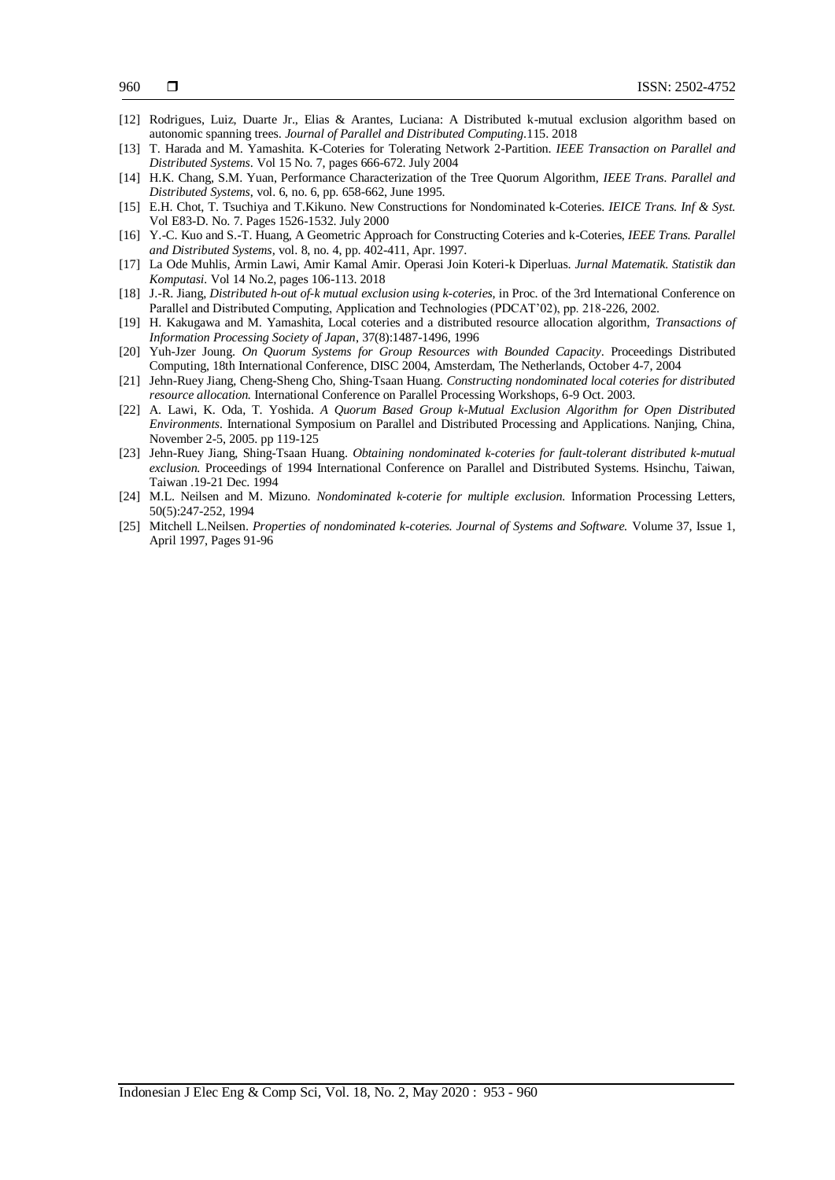[12] Rodrigues, Luiz, Duarte Jr., Elias & Arantes, Luciana: A Distributed k-mutual exclusion algorithm based on autonomic spanning trees. *Journal of Parallel and Distributed Computing*.115. 2018

[13] T. Harada and M. Yamashita. K-Coteries for Tolerating Network 2-Partition. *IEEE Transaction on Parallel and Distributed Systems*. Vol 15 No. 7, pages 666-672. July 2004

[14] H.K. Chang, S.M. Yuan, Performance Characterization of the Tree Quorum Algorithm, *IEEE Trans. Parallel and Distributed Systems*, vol. 6, no. 6, pp. 658-662, June 1995.

[15] E.H. Chot, T. Tsuchiya and T.Kikuno. New Constructions for Nondominated k-Coteries. *IEICE Trans. Inf & Syst.* Vol E83-D. No. 7. Pages 1526-1532. July 2000

[16] Y.-C. Kuo and S.-T. Huang, A Geometric Approach for Constructing Coteries and k-Coteries, *IEEE Trans. Parallel and Distributed Systems*, vol. 8, no. 4, pp. 402-411, Apr. 1997.

[17] La Ode Muhlis, Armin Lawi, Amir Kamal Amir. Operasi Join Koteri-k Diperluas. *Jurnal Matematik. Statistik dan Komputasi*. Vol 14 No.2, pages 106-113. 2018

[18] J.-R. Jiang, *Distributed h-out of-k mutual exclusion using k-coteries*, in Proc. of the 3rd International Conference on Parallel and Distributed Computing, Application and Technologies (PDCAT'02), pp. 218-226, 2002.

[19] H. Kakugawa and M. Yamashita, Local coteries and a distributed resource allocation algorithm, *Transactions of Information Processing Society of Japan*, 37(8):1487-1496, 1996

[20] Yuh-Jzer Joung. *On Quorum Systems for Group Resources with Bounded Capacity*. Proceedings Distributed Computing, 18th International Conference, DISC 2004, Amsterdam, The Netherlands, October 4-7, 2004

[21] Jehn-Ruey Jiang, Cheng-Sheng Cho, Shing-Tsaan Huang. *Constructing nondominated local coteries for distributed resource allocation.* International Conference on Parallel Processing Workshops, 6-9 Oct. 2003.

[22] A. Lawi, K. Oda, T. Yoshida. *A Quorum Based Group k-Mutual Exclusion Algorithm for Open Distributed Environments*. International Symposium on Parallel and Distributed Processing and Applications. Nanjing, China, November 2-5, 2005. pp 119-125

[23] Jehn-Ruey Jiang, Shing-Tsaan Huang. *Obtaining nondominated k-coteries for fault-tolerant distributed k-mutual exclusion.* Proceedings of 1994 International Conference on Parallel and Distributed Systems. Hsinchu, Taiwan, Taiwan .19-21 Dec. 1994

[24] M.L. Neilsen and M. Mizuno. *Nondominated k-coterie for multiple exclusion.* Information Processing Letters, 50(5):247-252, 1994

[25] Mitchell L.Neilsen. *Properties of nondominated k-coteries. Journal of Systems and Software.* Volume 37, Issue 1, April 1997, Pages 91-96